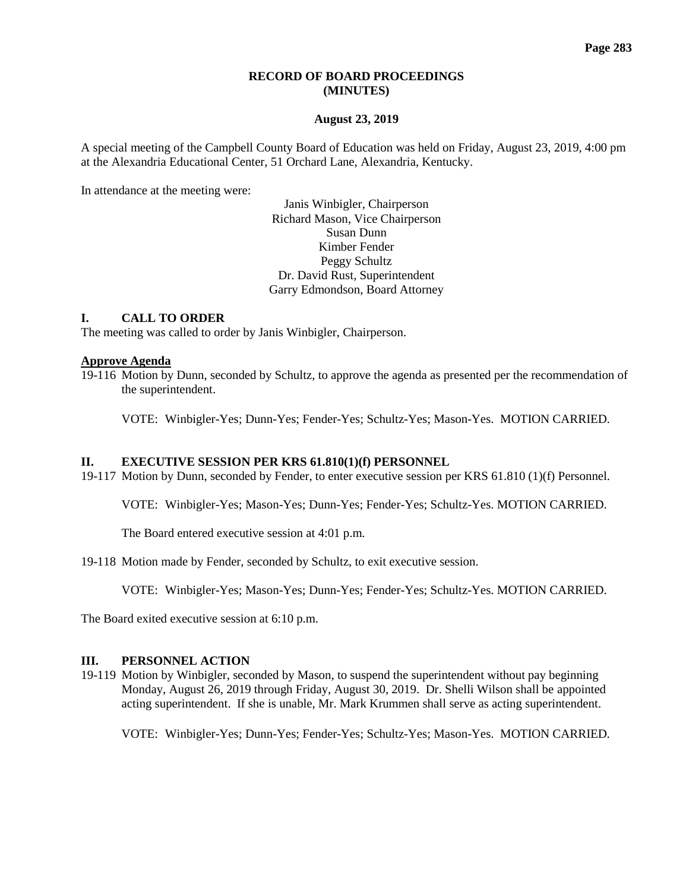# RECORD OF BOARD PROCEEDINGS
# (MINUTES)

**August 23, 2019**

A special meeting of the Campbell County Board of Education was held on Friday, August 23, 2019, 4:00 pm at the Alexandria Educational Center, 51 Orchard Lane, Alexandria, Kentucky.

In attendance at the meeting were:

Janis Winbigler, Chairperson
Richard Mason, Vice Chairperson
Susan Dunn
Kimber Fender
Peggy Schultz
Dr. David Rust, Superintendent
Garry Edmondson, Board Attorney

## I. CALL TO ORDER

The meeting was called to order by Janis Winbigler, Chairperson.

**Approve Agenda**

19-116 Motion by Dunn, seconded by Schultz, to approve the agenda as presented per the recommendation of the superintendent.

VOTE: Winbigler-Yes; Dunn-Yes; Fender-Yes; Schultz-Yes; Mason-Yes. MOTION CARRIED.

## II. EXECUTIVE SESSION PER KRS 61.810(1)(f) PERSONNEL

19-117 Motion by Dunn, seconded by Fender, to enter executive session per KRS 61.810 (1)(f) Personnel.

VOTE: Winbigler-Yes; Mason-Yes; Dunn-Yes; Fender-Yes; Schultz-Yes. MOTION CARRIED.

The Board entered executive session at 4:01 p.m.

19-118 Motion made by Fender, seconded by Schultz, to exit executive session.

VOTE: Winbigler-Yes; Mason-Yes; Dunn-Yes; Fender-Yes; Schultz-Yes. MOTION CARRIED.

The Board exited executive session at 6:10 p.m.

## III. PERSONNEL ACTION

19-119 Motion by Winbigler, seconded by Mason, to suspend the superintendent without pay beginning Monday, August 26, 2019 through Friday, August 30, 2019. Dr. Shelli Wilson shall be appointed acting superintendent. If she is unable, Mr. Mark Krummen shall serve as acting superintendent.

VOTE: Winbigler-Yes; Dunn-Yes; Fender-Yes; Schultz-Yes; Mason-Yes. MOTION CARRIED.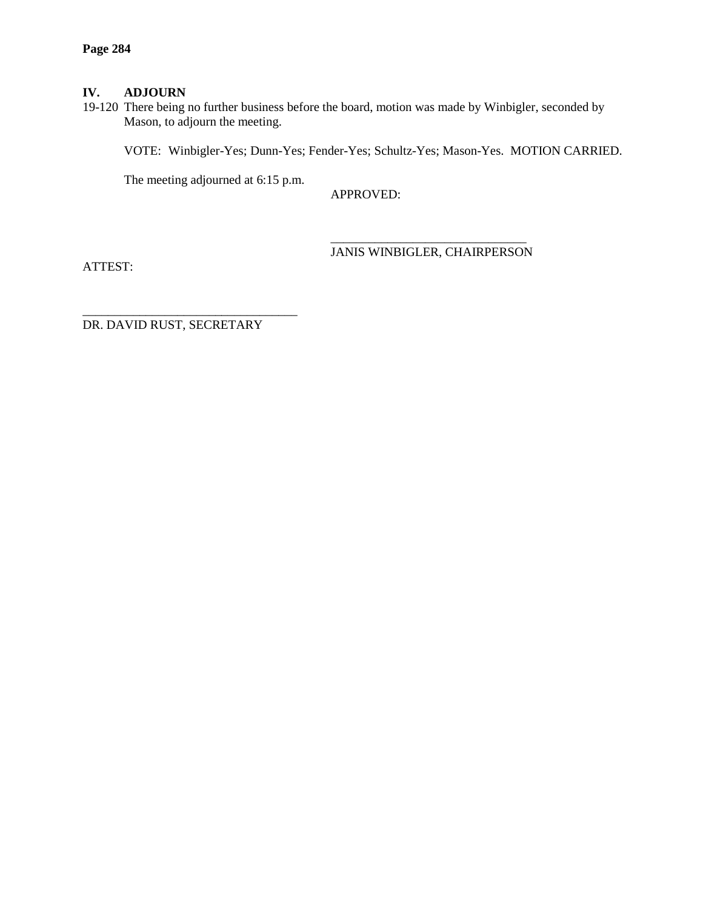## IV. ADJOURN

19-120 There being no further business before the board, motion was made by Winbigler, seconded by Mason, to adjourn the meeting.

VOTE: Winbigler-Yes; Dunn-Yes; Fender-Yes; Schultz-Yes; Mason-Yes. MOTION CARRIED.

The meeting adjourned at 6:15 p.m.

APPROVED:

_______________________________
JANIS WINBIGLER, CHAIRPERSON

ATTEST:

__________________________________
DR. DAVID RUST, SECRETARY